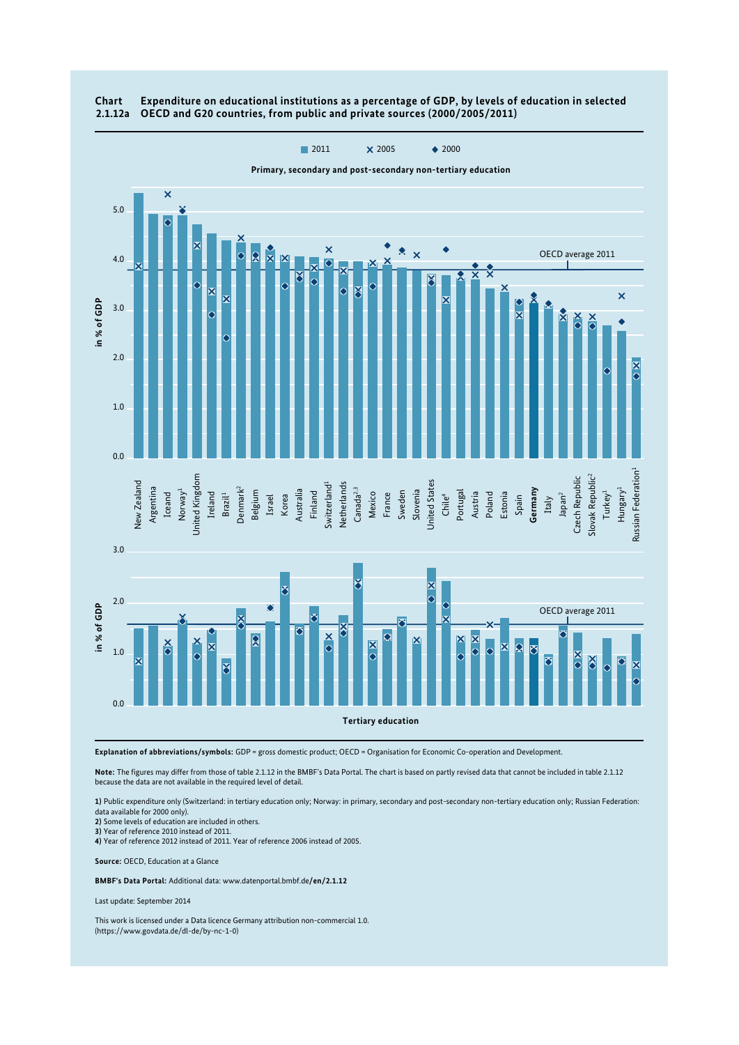**Chart 2.1.12a** **Expenditure on educational institutions as a percentage of GDP, by levels of education in selected OECD and G20 countries, from public and private sources (2000/2005/2011)**

2011 × 2005 ◆ 2000

**Primary, secondary and post-secondary non-tertiary education**

in % of GDP

OECD average 2011

New Zealand, Argentina, Iceland, Norway[1], United Kingdom, Ireland, Brazil[1], Denmark[2], Belgium, Israel, Korea, Australia, Finland, Switzerland[1], Netherlands, Canada[2,3], Mexico, France, Sweden, Slovenia, United States, Chile[4], Portugal, Austria, Poland, Estonia, Spain, **Germany**, Italy, Japan[2], Czech Republic, Slovak Republic[2], Turkey[1], Hungary[1], Russian Federation[1]

**Tertiary education**

in % of GDP

OECD average 2011

**Explanation of abbreviations/symbols:** GDP = gross domestic product; OECD = Organisation for Economic Co-operation and Development.

**Note:** The figures may differ from those of table 2.1.12 in the BMBF's Data Portal. The chart is based on partly revised data that cannot be included in table 2.1.12 because the data are not available in the required level of detail.

**1)** Public expenditure only (Switzerland: in tertiary education only; Norway: in primary, secondary and post-secondary non-tertiary education only; Russian Federation: data available for 2000 only).
**2)** Some levels of education are included in others.
**3)** Year of reference 2010 instead of 2011.
**4)** Year of reference 2012 instead of 2011. Year of reference 2006 instead of 2005.

**Source:** OECD, Education at a Glance

**BMBF's Data Portal:** Additional data: www.datenportal.bmbf.de/**en/2.1.12**

Last update: September 2014

This work is licensed under a Data licence Germany attribution non-commercial 1.0. (https://www.govdata.de/dl-de/by-nc-1-0)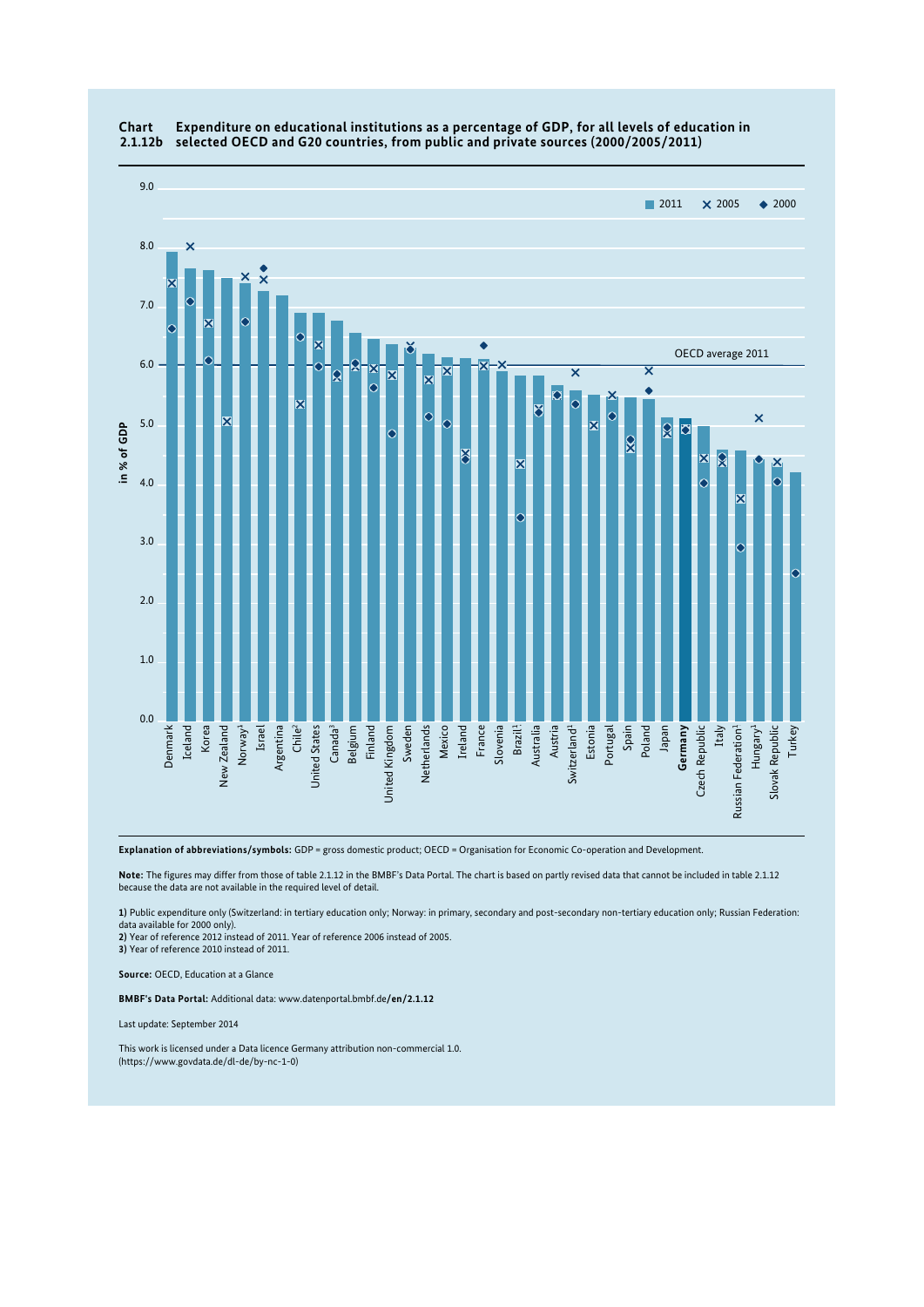**Chart 2.1.12b** **Expenditure on educational institutions as a percentage of GDP, for all levels of education in selected OECD and G20 countries, from public and private sources (2000/2005/2011)**

9.0
8.0
7.0
6.0
5.0
4.0
3.0
2.0
1.0
0.0

in % of GDP

2011 × 2005 ◆ 2000

OECD average 2011

Denmark, Iceland, Korea, New Zealand, Norway[1], Israel, Argentina, Chile[2], United States, Canada[3], Belgium, Finland, United Kingdom, Sweden, Netherlands, Mexico, Ireland, France, Slovenia, Brazil[1], Australia, Austria, Switzerland[1], Estonia, Portugal, Spain, Poland, Japan, **Germany**, Czech Republic, Italy, Russian Federation[1], Hungary[1], Slovak Republic, Turkey

**Explanation of abbreviations/symbols:** GDP = gross domestic product; OECD = Organisation for Economic Co-operation and Development.

**Note:** The figures may differ from those of table 2.1.12 in the BMBF's Data Portal. The chart is based on partly revised data that cannot be included in table 2.1.12 because the data are not available in the required level of detail.

**1)** Public expenditure only (Switzerland: in tertiary education only; Norway: in primary, secondary and post-secondary non-tertiary education only; Russian Federation: data available for 2000 only).
**2)** Year of reference 2012 instead of 2011. Year of reference 2006 instead of 2005.
**3)** Year of reference 2010 instead of 2011.

**Source:** OECD, Education at a Glance

**BMBF's Data Portal:** Additional data: www.datenportal.bmbf.de**/en/2.1.12**

Last update: September 2014

This work is licensed under a Data licence Germany attribution non-commercial 1.0.
(https://www.govdata.de/dl-de/by-nc-1-0)